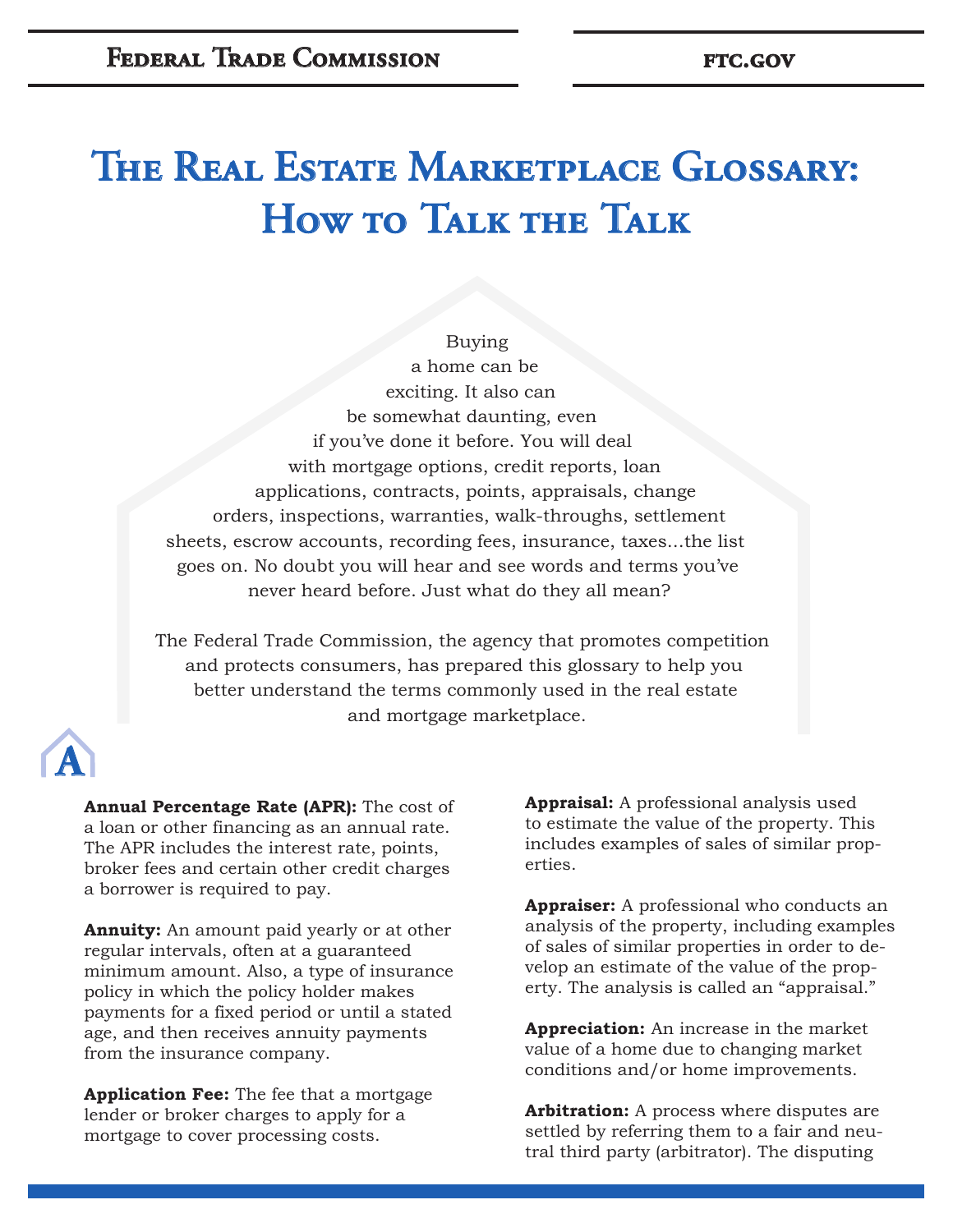# The Real Estate Marketplace Glossary: How to Talk the Talk

Buying a home can be exciting. It also can be somewhat daunting, even if you've done it before. You will deal with mortgage options, credit reports, loan applications, contracts, points, appraisals, change orders, inspections, warranties, walk-throughs, settlement sheets, escrow accounts, recording fees, insurance, taxes...the list goes on. No doubt you will hear and see words and terms you've never heard before. Just what do they all mean?

The Federal Trade Commission, the agency that promotes competition and protects consumers, has prepared this glossary to help you better understand the terms commonly used in the real estate and mortgage marketplace.

## A

**Annual Percentage Rate (APR):** The cost of a loan or other financing as an annual rate. The APR includes the interest rate, points, broker fees and certain other credit charges a borrower is required to pay.

**Annuity:** An amount paid yearly or at other regular intervals, often at a guaranteed minimum amount. Also, a type of insurance policy in which the policy holder makes payments for a fixed period or until a stated age, and then receives annuity payments from the insurance company.

**Application Fee:** The fee that a mortgage lender or broker charges to apply for a mortgage to cover processing costs.

**Appraisal:** A professional analysis used to estimate the value of the property. This includes examples of sales of similar properties.

**Appraiser:** A professional who conducts an analysis of the property, including examples of sales of similar properties in order to develop an estimate of the value of the property. The analysis is called an "appraisal."

**Appreciation:** An increase in the market value of a home due to changing market conditions and/or home improvements.

**Arbitration:** A process where disputes are settled by referring them to a fair and neutral third party (arbitrator). The disputing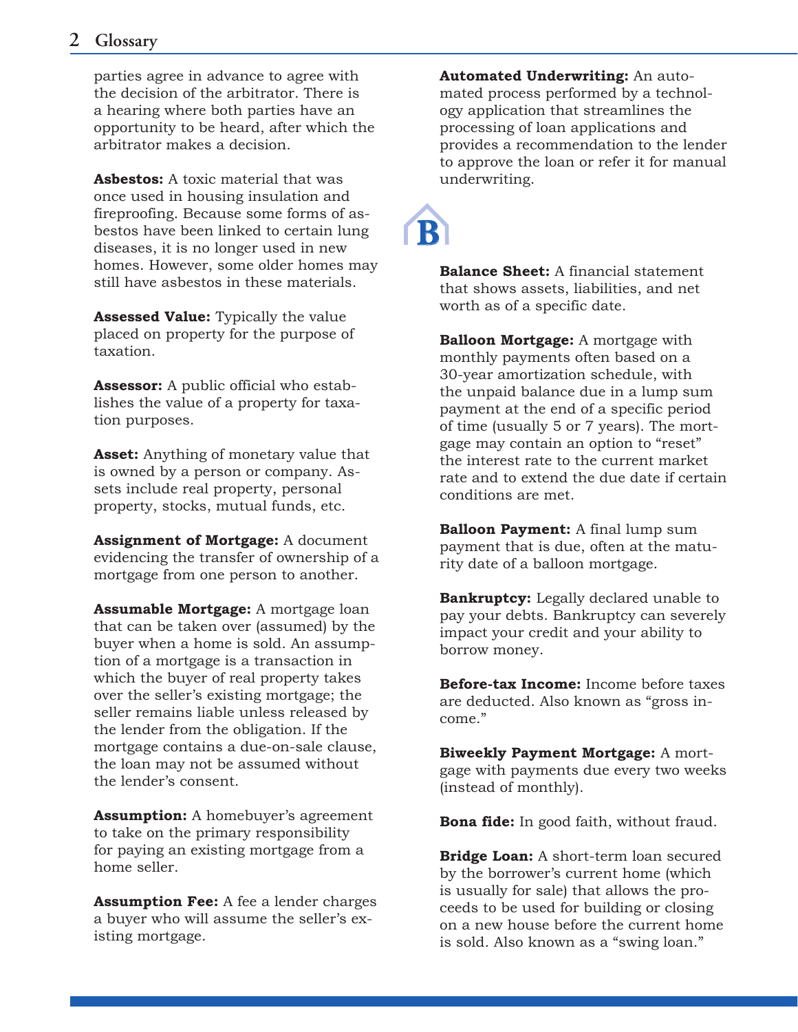parties agree in advance to agree with the decision of the arbitrator. There is a hearing where both parties have an opportunity to be heard, after which the arbitrator makes a decision.

**Asbestos:** A toxic material that was once used in housing insulation and fireproofing. Because some forms of asbestos have been linked to certain lung diseases, it is no longer used in new homes. However, some older homes may still have asbestos in these materials.

**Assessed Value:** Typically the value placed on property for the purpose of taxation.

**Assessor:** A public official who establishes the value of a property for taxation purposes.

**Asset:** Anything of monetary value that is owned by a person or company. Assets include real property, personal property, stocks, mutual funds, etc.

**Assignment of Mortgage:** A document evidencing the transfer of ownership of a mortgage from one person to another.

**Assumable Mortgage:** A mortgage loan that can be taken over (assumed) by the buyer when a home is sold. An assumption of a mortgage is a transaction in which the buyer of real property takes over the seller's existing mortgage; the seller remains liable unless released by the lender from the obligation. If the mortgage contains a due-on-sale clause, the loan may not be assumed without the lender's consent.

**Assumption:** A homebuyer's agreement to take on the primary responsibility for paying an existing mortgage from a home seller.

**Assumption Fee:** A fee a lender charges a buyer who will assume the seller's existing mortgage.

**Automated Underwriting:** An automated process performed by a technology application that streamlines the processing of loan applications and provides a recommendation to the lender to approve the loan or refer it for manual underwriting.

## B

**Balance Sheet:** A financial statement that shows assets, liabilities, and net worth as of a specific date.

**Balloon Mortgage:** A mortgage with monthly payments often based on a 30-year amortization schedule, with the unpaid balance due in a lump sum payment at the end of a specific period of time (usually 5 or 7 years). The mortgage may contain an option to "reset" the interest rate to the current market rate and to extend the due date if certain conditions are met.

**Balloon Payment:** A final lump sum payment that is due, often at the maturity date of a balloon mortgage.

**Bankruptcy:** Legally declared unable to pay your debts. Bankruptcy can severely impact your credit and your ability to borrow money.

**Before-tax Income:** Income before taxes are deducted. Also known as "gross income."

**Biweekly Payment Mortgage:** A mortgage with payments due every two weeks (instead of monthly).

**Bona fide:** In good faith, without fraud.

**Bridge Loan:** A short-term loan secured by the borrower's current home (which is usually for sale) that allows the proceeds to be used for building or closing on a new house before the current home is sold. Also known as a "swing loan."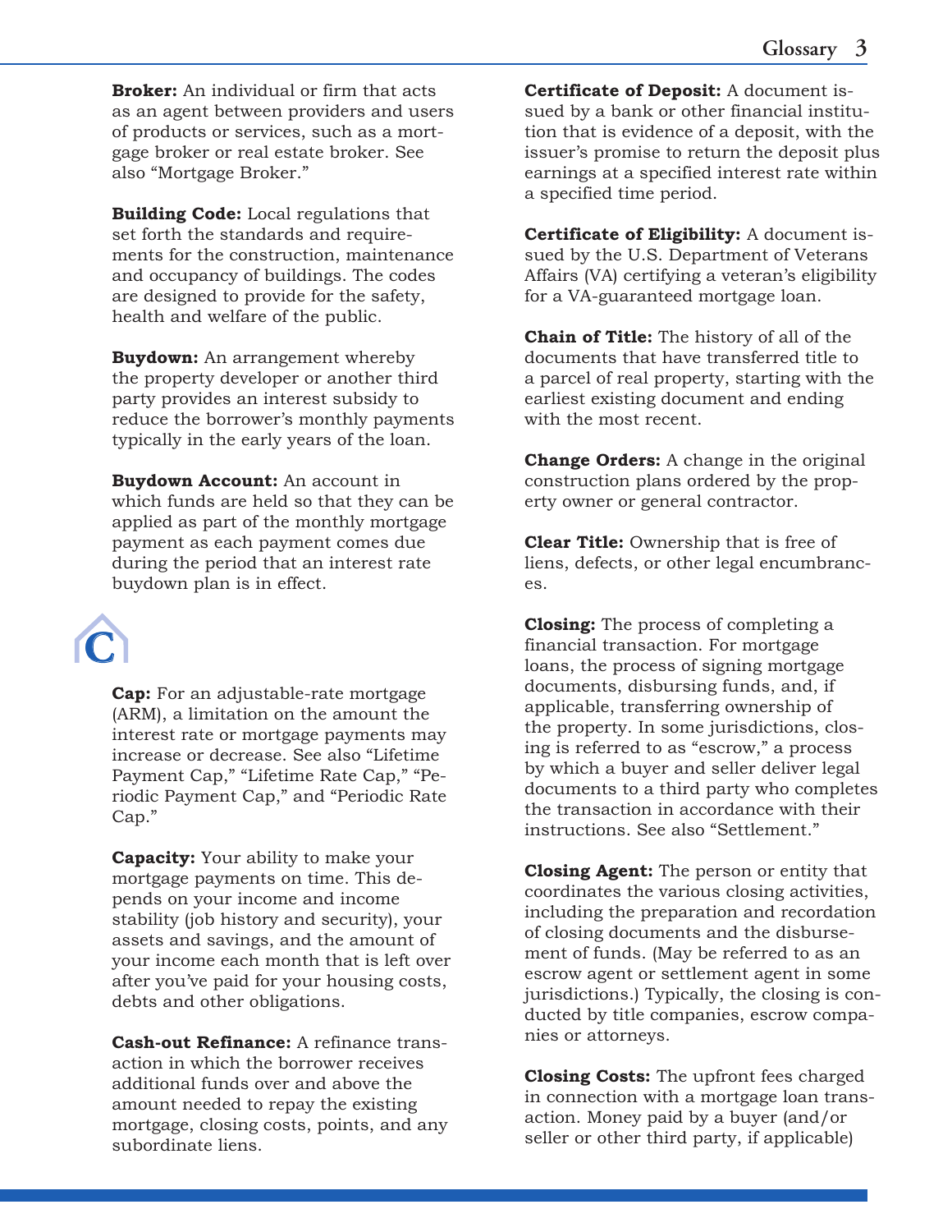**Broker:** An individual or firm that acts as an agent between providers and users of products or services, such as a mortgage broker or real estate broker. See also "Mortgage Broker."

**Building Code:** Local regulations that set forth the standards and requirements for the construction, maintenance and occupancy of buildings. The codes are designed to provide for the safety, health and welfare of the public.

**Buydown:** An arrangement whereby the property developer or another third party provides an interest subsidy to reduce the borrower's monthly payments typically in the early years of the loan.

**Buydown Account:** An account in which funds are held so that they can be applied as part of the monthly mortgage payment as each payment comes due during the period that an interest rate buydown plan is in effect.

## C

**Cap:** For an adjustable-rate mortgage (ARM), a limitation on the amount the interest rate or mortgage payments may increase or decrease. See also "Lifetime Payment Cap," "Lifetime Rate Cap," "Periodic Payment Cap," and "Periodic Rate Cap."

**Capacity:** Your ability to make your mortgage payments on time. This depends on your income and income stability (job history and security), your assets and savings, and the amount of your income each month that is left over after you've paid for your housing costs, debts and other obligations.

**Cash-out Refinance:** A refinance transaction in which the borrower receives additional funds over and above the amount needed to repay the existing mortgage, closing costs, points, and any subordinate liens.

**Certificate of Deposit:** A document issued by a bank or other financial institution that is evidence of a deposit, with the issuer's promise to return the deposit plus earnings at a specified interest rate within a specified time period.

**Certificate of Eligibility:** A document issued by the U.S. Department of Veterans Affairs (VA) certifying a veteran's eligibility for a VA-guaranteed mortgage loan.

**Chain of Title:** The history of all of the documents that have transferred title to a parcel of real property, starting with the earliest existing document and ending with the most recent.

**Change Orders:** A change in the original construction plans ordered by the property owner or general contractor.

**Clear Title:** Ownership that is free of liens, defects, or other legal encumbrances.

**Closing:** The process of completing a financial transaction. For mortgage loans, the process of signing mortgage documents, disbursing funds, and, if applicable, transferring ownership of the property. In some jurisdictions, closing is referred to as "escrow," a process by which a buyer and seller deliver legal documents to a third party who completes the transaction in accordance with their instructions. See also "Settlement."

**Closing Agent:** The person or entity that coordinates the various closing activities, including the preparation and recordation of closing documents and the disbursement of funds. (May be referred to as an escrow agent or settlement agent in some jurisdictions.) Typically, the closing is conducted by title companies, escrow companies or attorneys.

**Closing Costs:** The upfront fees charged in connection with a mortgage loan transaction. Money paid by a buyer (and/or seller or other third party, if applicable)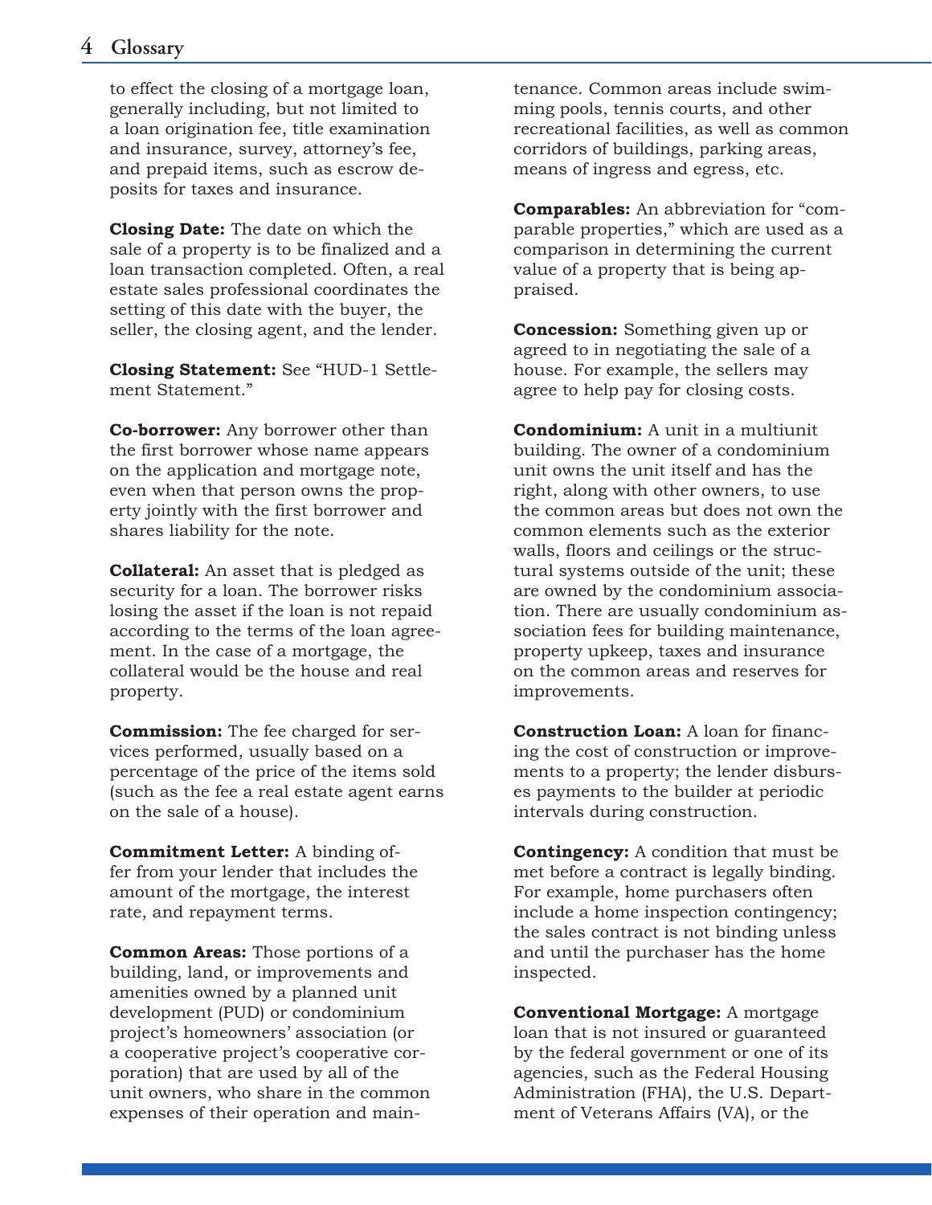to effect the closing of a mortgage loan, generally including, but not limited to a loan origination fee, title examination and insurance, survey, attorney's fee, and prepaid items, such as escrow deposits for taxes and insurance.

**Closing Date:** The date on which the sale of a property is to be finalized and a loan transaction completed. Often, a real estate sales professional coordinates the setting of this date with the buyer, the seller, the closing agent, and the lender.

**Closing Statement:** See "HUD-1 Settlement Statement."

**Co-borrower:** Any borrower other than the first borrower whose name appears on the application and mortgage note, even when that person owns the property jointly with the first borrower and shares liability for the note.

**Collateral:** An asset that is pledged as security for a loan. The borrower risks losing the asset if the loan is not repaid according to the terms of the loan agreement. In the case of a mortgage, the collateral would be the house and real property.

**Commission:** The fee charged for services performed, usually based on a percentage of the price of the items sold (such as the fee a real estate agent earns on the sale of a house).

**Commitment Letter:** A binding offer from your lender that includes the amount of the mortgage, the interest rate, and repayment terms.

**Common Areas:** Those portions of a building, land, or improvements and amenities owned by a planned unit development (PUD) or condominium project's homeowners' association (or a cooperative project's cooperative corporation) that are used by all of the unit owners, who share in the common expenses of their operation and maintenance. Common areas include swimming pools, tennis courts, and other recreational facilities, as well as common corridors of buildings, parking areas, means of ingress and egress, etc.

**Comparables:** An abbreviation for "comparable properties," which are used as a comparison in determining the current value of a property that is being appraised.

**Concession:** Something given up or agreed to in negotiating the sale of a house. For example, the sellers may agree to help pay for closing costs.

**Condominium:** A unit in a multiunit building. The owner of a condominium unit owns the unit itself and has the right, along with other owners, to use the common areas but does not own the common elements such as the exterior walls, floors and ceilings or the structural systems outside of the unit; these are owned by the condominium association. There are usually condominium association fees for building maintenance, property upkeep, taxes and insurance on the common areas and reserves for improvements.

**Construction Loan:** A loan for financing the cost of construction or improvements to a property; the lender disburses payments to the builder at periodic intervals during construction.

**Contingency:** A condition that must be met before a contract is legally binding. For example, home purchasers often include a home inspection contingency; the sales contract is not binding unless and until the purchaser has the home inspected.

**Conventional Mortgage:** A mortgage loan that is not insured or guaranteed by the federal government or one of its agencies, such as the Federal Housing Administration (FHA), the U.S. Department of Veterans Affairs (VA), or the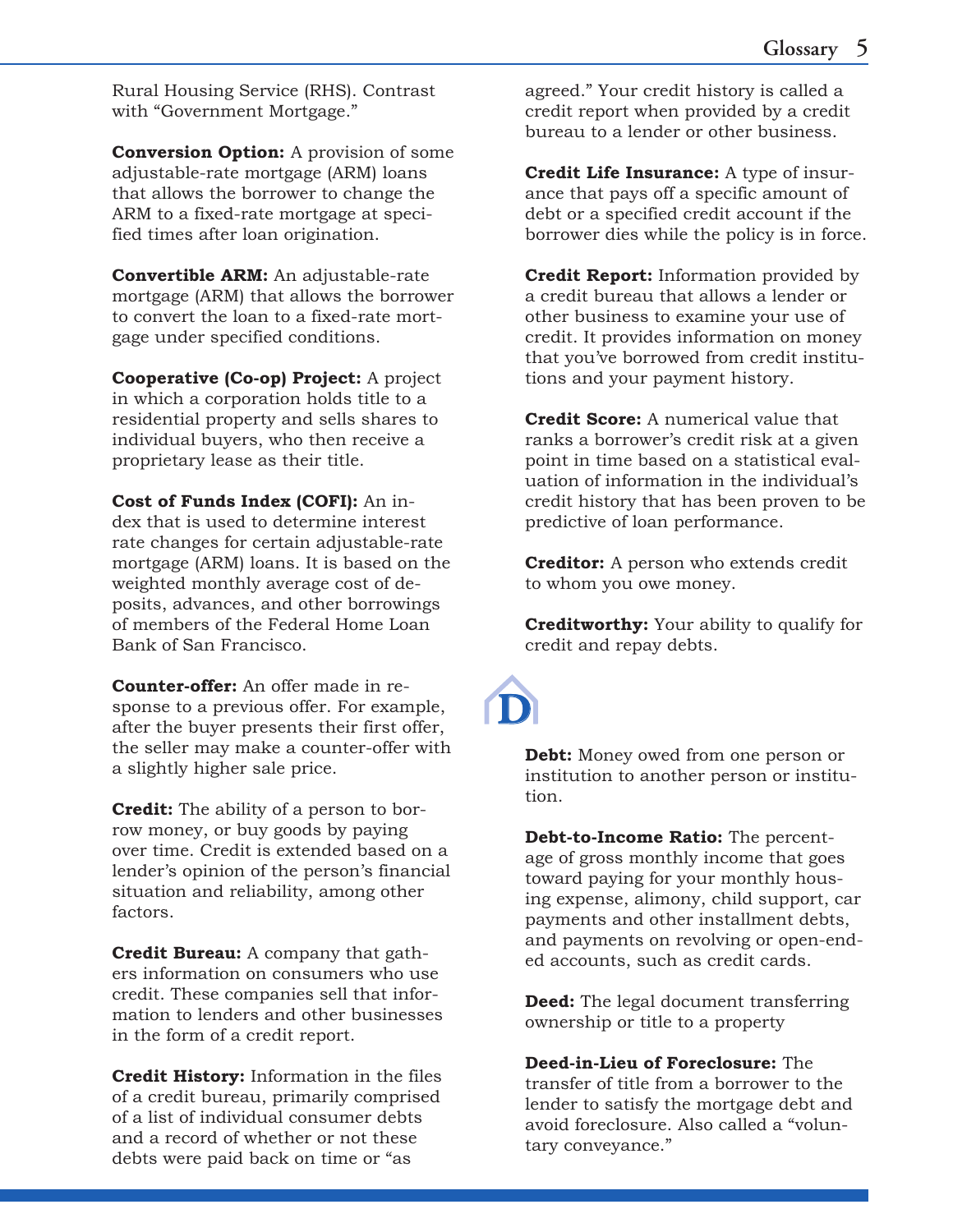Rural Housing Service (RHS). Contrast with "Government Mortgage."

**Conversion Option:** A provision of some adjustable-rate mortgage (ARM) loans that allows the borrower to change the ARM to a fixed-rate mortgage at specified times after loan origination.

**Convertible ARM:** An adjustable-rate mortgage (ARM) that allows the borrower to convert the loan to a fixed-rate mortgage under specified conditions.

**Cooperative (Co-op) Project:** A project in which a corporation holds title to a residential property and sells shares to individual buyers, who then receive a proprietary lease as their title.

**Cost of Funds Index (COFI):** An index that is used to determine interest rate changes for certain adjustable-rate mortgage (ARM) loans. It is based on the weighted monthly average cost of deposits, advances, and other borrowings of members of the Federal Home Loan Bank of San Francisco.

**Counter-offer:** An offer made in response to a previous offer. For example, after the buyer presents their first offer, the seller may make a counter-offer with a slightly higher sale price.

**Credit:** The ability of a person to borrow money, or buy goods by paying over time. Credit is extended based on a lender's opinion of the person's financial situation and reliability, among other factors.

**Credit Bureau:** A company that gathers information on consumers who use credit. These companies sell that information to lenders and other businesses in the form of a credit report.

**Credit History:** Information in the files of a credit bureau, primarily comprised of a list of individual consumer debts and a record of whether or not these debts were paid back on time or "as agreed." Your credit history is called a credit report when provided by a credit bureau to a lender or other business.

**Credit Life Insurance:** A type of insurance that pays off a specific amount of debt or a specified credit account if the borrower dies while the policy is in force.

**Credit Report:** Information provided by a credit bureau that allows a lender or other business to examine your use of credit. It provides information on money that you've borrowed from credit institutions and your payment history.

**Credit Score:** A numerical value that ranks a borrower's credit risk at a given point in time based on a statistical evaluation of information in the individual's credit history that has been proven to be predictive of loan performance.

**Creditor:** A person who extends credit to whom you owe money.

**Creditworthy:** Your ability to qualify for credit and repay debts.

## D

**Debt:** Money owed from one person or institution to another person or institution.

**Debt-to-Income Ratio:** The percentage of gross monthly income that goes toward paying for your monthly housing expense, alimony, child support, car payments and other installment debts, and payments on revolving or open-ended accounts, such as credit cards.

**Deed:** The legal document transferring ownership or title to a property

**Deed-in-Lieu of Foreclosure:** The transfer of title from a borrower to the lender to satisfy the mortgage debt and avoid foreclosure. Also called a "voluntary conveyance."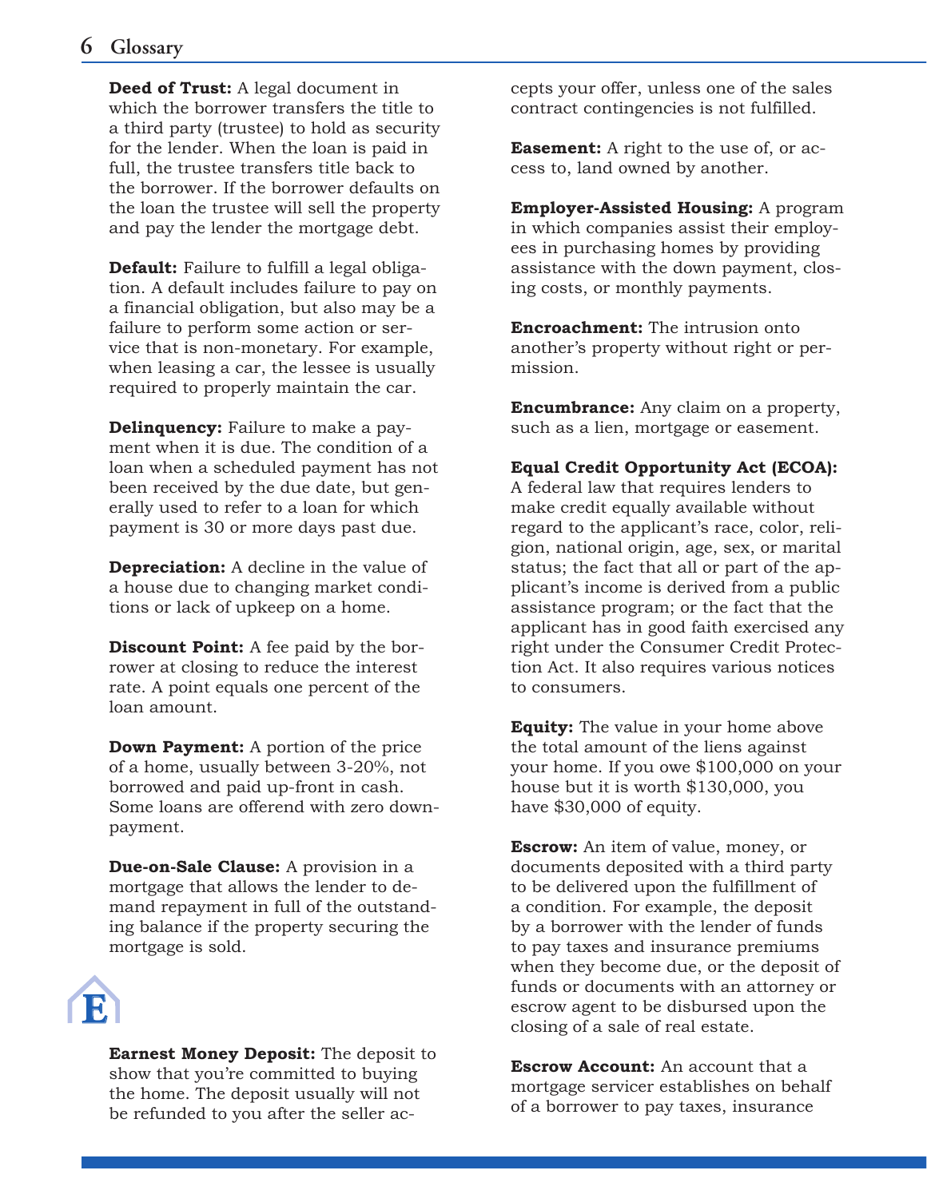**Deed of Trust:** A legal document in which the borrower transfers the title to a third party (trustee) to hold as security for the lender. When the loan is paid in full, the trustee transfers title back to the borrower. If the borrower defaults on the loan the trustee will sell the property and pay the lender the mortgage debt.

**Default:** Failure to fulfill a legal obligation. A default includes failure to pay on a financial obligation, but also may be a failure to perform some action or service that is non-monetary. For example, when leasing a car, the lessee is usually required to properly maintain the car.

**Delinquency:** Failure to make a payment when it is due. The condition of a loan when a scheduled payment has not been received by the due date, but generally used to refer to a loan for which payment is 30 or more days past due.

**Depreciation:** A decline in the value of a house due to changing market conditions or lack of upkeep on a home.

**Discount Point:** A fee paid by the borrower at closing to reduce the interest rate. A point equals one percent of the loan amount.

**Down Payment:** A portion of the price of a home, usually between 3-20%, not borrowed and paid up-front in cash. Some loans are offerend with zero downpayment.

**Due-on-Sale Clause:** A provision in a mortgage that allows the lender to demand repayment in full of the outstanding balance if the property securing the mortgage is sold.

## E

**Earnest Money Deposit:** The deposit to show that you're committed to buying the home. The deposit usually will not be refunded to you after the seller accepts your offer, unless one of the sales contract contingencies is not fulfilled.

**Easement:** A right to the use of, or access to, land owned by another.

**Employer-Assisted Housing:** A program in which companies assist their employees in purchasing homes by providing assistance with the down payment, closing costs, or monthly payments.

**Encroachment:** The intrusion onto another's property without right or permission.

**Encumbrance:** Any claim on a property, such as a lien, mortgage or easement.

**Equal Credit Opportunity Act (ECOA):** A federal law that requires lenders to make credit equally available without regard to the applicant's race, color, religion, national origin, age, sex, or marital status; the fact that all or part of the applicant's income is derived from a public assistance program; or the fact that the applicant has in good faith exercised any right under the Consumer Credit Protection Act. It also requires various notices to consumers.

**Equity:** The value in your home above the total amount of the liens against your home. If you owe $100,000 on your house but it is worth $130,000, you have $30,000 of equity.

**Escrow:** An item of value, money, or documents deposited with a third party to be delivered upon the fulfillment of a condition. For example, the deposit by a borrower with the lender of funds to pay taxes and insurance premiums when they become due, or the deposit of funds or documents with an attorney or escrow agent to be disbursed upon the closing of a sale of real estate.

**Escrow Account:** An account that a mortgage servicer establishes on behalf of a borrower to pay taxes, insurance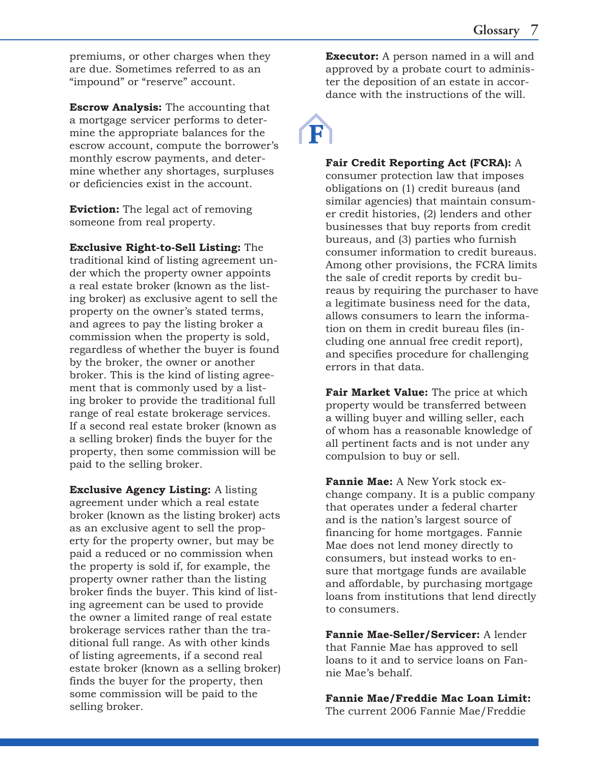premiums, or other charges when they are due. Sometimes referred to as an "impound" or "reserve" account.

**Escrow Analysis:** The accounting that a mortgage servicer performs to determine the appropriate balances for the escrow account, compute the borrower's monthly escrow payments, and determine whether any shortages, surpluses or deficiencies exist in the account.

**Eviction:** The legal act of removing someone from real property.

**Exclusive Right-to-Sell Listing:** The traditional kind of listing agreement under which the property owner appoints a real estate broker (known as the listing broker) as exclusive agent to sell the property on the owner's stated terms, and agrees to pay the listing broker a commission when the property is sold, regardless of whether the buyer is found by the broker, the owner or another broker. This is the kind of listing agreement that is commonly used by a listing broker to provide the traditional full range of real estate brokerage services. If a second real estate broker (known as a selling broker) finds the buyer for the property, then some commission will be paid to the selling broker.

**Exclusive Agency Listing:** A listing agreement under which a real estate broker (known as the listing broker) acts as an exclusive agent to sell the property for the property owner, but may be paid a reduced or no commission when the property is sold if, for example, the property owner rather than the listing broker finds the buyer. This kind of listing agreement can be used to provide the owner a limited range of real estate brokerage services rather than the traditional full range. As with other kinds of listing agreements, if a second real estate broker (known as a selling broker) finds the buyer for the property, then some commission will be paid to the selling broker.

**Executor:** A person named in a will and approved by a probate court to administer the deposition of an estate in accordance with the instructions of the will.

## F

**Fair Credit Reporting Act (FCRA):** A consumer protection law that imposes obligations on (1) credit bureaus (and similar agencies) that maintain consumer credit histories, (2) lenders and other businesses that buy reports from credit bureaus, and (3) parties who furnish consumer information to credit bureaus. Among other provisions, the FCRA limits the sale of credit reports by credit bureaus by requiring the purchaser to have a legitimate business need for the data, allows consumers to learn the information on them in credit bureau files (including one annual free credit report), and specifies procedure for challenging errors in that data.

**Fair Market Value:** The price at which property would be transferred between a willing buyer and willing seller, each of whom has a reasonable knowledge of all pertinent facts and is not under any compulsion to buy or sell.

**Fannie Mae:** A New York stock exchange company. It is a public company that operates under a federal charter and is the nation's largest source of financing for home mortgages. Fannie Mae does not lend money directly to consumers, but instead works to ensure that mortgage funds are available and affordable, by purchasing mortgage loans from institutions that lend directly to consumers.

**Fannie Mae-Seller/Servicer:** A lender that Fannie Mae has approved to sell loans to it and to service loans on Fannie Mae's behalf.

**Fannie Mae/Freddie Mac Loan Limit:** The current 2006 Fannie Mae/Freddie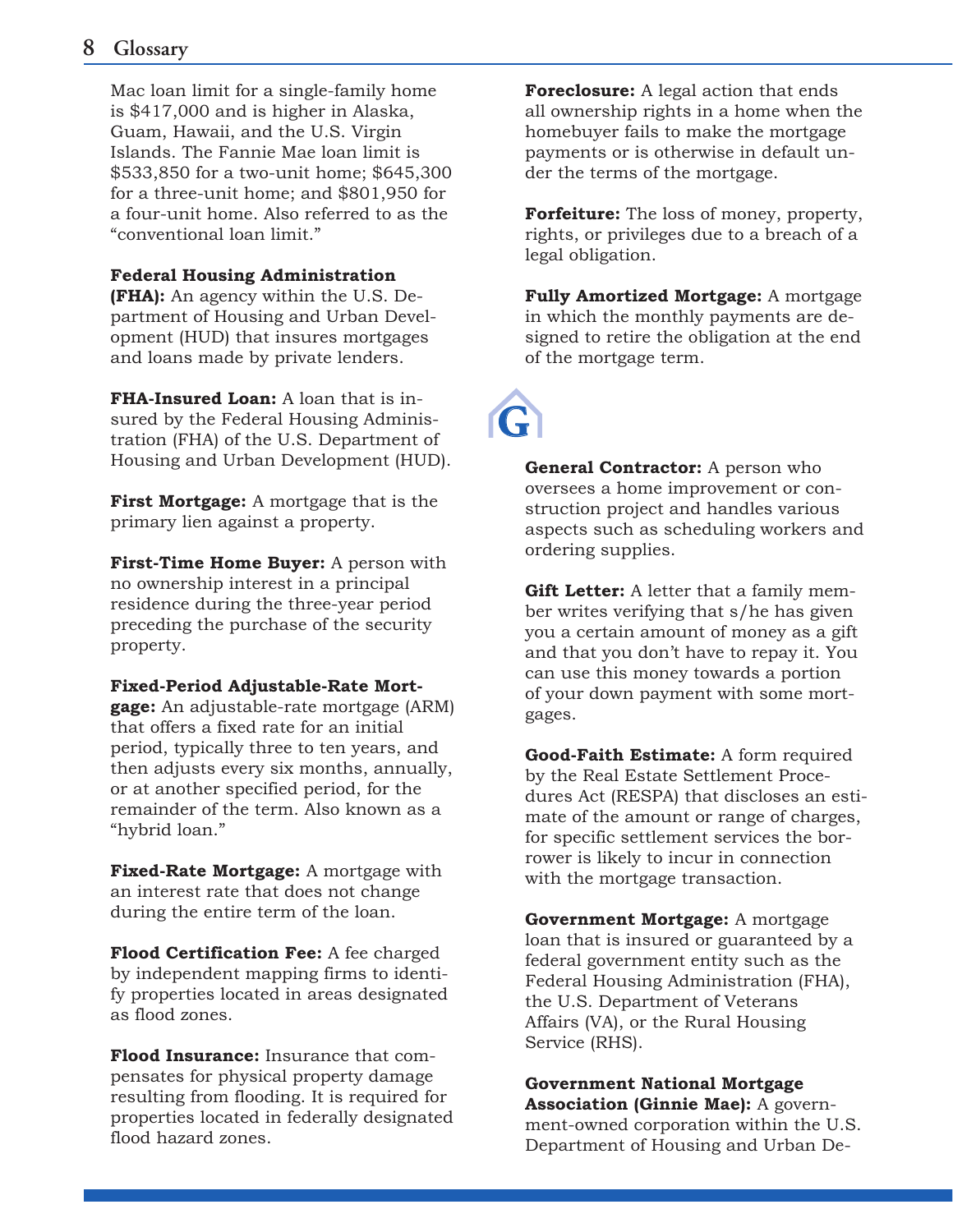Mac loan limit for a single-family home is $417,000 and is higher in Alaska, Guam, Hawaii, and the U.S. Virgin Islands. The Fannie Mae loan limit is $533,850 for a two-unit home; $645,300 for a three-unit home; and $801,950 for a four-unit home. Also referred to as the "conventional loan limit."

**Federal Housing Administration (FHA):** An agency within the U.S. Department of Housing and Urban Development (HUD) that insures mortgages and loans made by private lenders.

**FHA-Insured Loan:** A loan that is insured by the Federal Housing Administration (FHA) of the U.S. Department of Housing and Urban Development (HUD).

**First Mortgage:** A mortgage that is the primary lien against a property.

**First-Time Home Buyer:** A person with no ownership interest in a principal residence during the three-year period preceding the purchase of the security property.

**Fixed-Period Adjustable-Rate Mortgage:** An adjustable-rate mortgage (ARM) that offers a fixed rate for an initial period, typically three to ten years, and then adjusts every six months, annually, or at another specified period, for the remainder of the term. Also known as a "hybrid loan."

**Fixed-Rate Mortgage:** A mortgage with an interest rate that does not change during the entire term of the loan.

**Flood Certification Fee:** A fee charged by independent mapping firms to identify properties located in areas designated as flood zones.

**Flood Insurance:** Insurance that compensates for physical property damage resulting from flooding. It is required for properties located in federally designated flood hazard zones.

**Foreclosure:** A legal action that ends all ownership rights in a home when the homebuyer fails to make the mortgage payments or is otherwise in default under the terms of the mortgage.

**Forfeiture:** The loss of money, property, rights, or privileges due to a breach of a legal obligation.

**Fully Amortized Mortgage:** A mortgage in which the monthly payments are designed to retire the obligation at the end of the mortgage term.

## G

**General Contractor:** A person who oversees a home improvement or construction project and handles various aspects such as scheduling workers and ordering supplies.

**Gift Letter:** A letter that a family member writes verifying that s/he has given you a certain amount of money as a gift and that you don't have to repay it. You can use this money towards a portion of your down payment with some mortgages.

**Good-Faith Estimate:** A form required by the Real Estate Settlement Procedures Act (RESPA) that discloses an estimate of the amount or range of charges, for specific settlement services the borrower is likely to incur in connection with the mortgage transaction.

**Government Mortgage:** A mortgage loan that is insured or guaranteed by a federal government entity such as the Federal Housing Administration (FHA), the U.S. Department of Veterans Affairs (VA), or the Rural Housing Service (RHS).

**Government National Mortgage Association (Ginnie Mae):** A government-owned corporation within the U.S. Department of Housing and Urban De-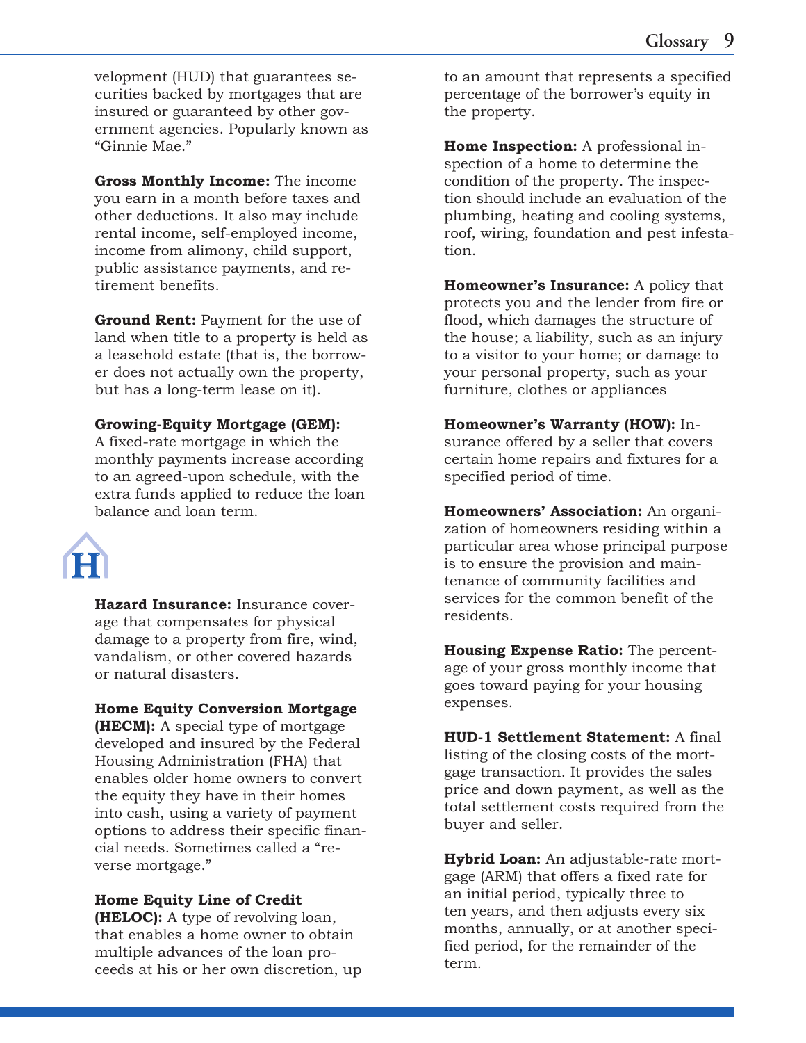velopment (HUD) that guarantees securities backed by mortgages that are insured or guaranteed by other government agencies. Popularly known as "Ginnie Mae."

**Gross Monthly Income:** The income you earn in a month before taxes and other deductions. It also may include rental income, self-employed income, income from alimony, child support, public assistance payments, and retirement benefits.

**Ground Rent:** Payment for the use of land when title to a property is held as a leasehold estate (that is, the borrower does not actually own the property, but has a long-term lease on it).

**Growing-Equity Mortgage (GEM):** A fixed-rate mortgage in which the monthly payments increase according to an agreed-upon schedule, with the extra funds applied to reduce the loan balance and loan term.

## H

**Hazard Insurance:** Insurance coverage that compensates for physical damage to a property from fire, wind, vandalism, or other covered hazards or natural disasters.

**Home Equity Conversion Mortgage (HECM):** A special type of mortgage developed and insured by the Federal Housing Administration (FHA) that enables older home owners to convert the equity they have in their homes into cash, using a variety of payment options to address their specific financial needs. Sometimes called a "reverse mortgage."

**Home Equity Line of Credit (HELOC):** A type of revolving loan, that enables a home owner to obtain multiple advances of the loan proceeds at his or her own discretion, up to an amount that represents a specified percentage of the borrower's equity in the property.

**Home Inspection:** A professional inspection of a home to determine the condition of the property. The inspection should include an evaluation of the plumbing, heating and cooling systems, roof, wiring, foundation and pest infestation.

**Homeowner's Insurance:** A policy that protects you and the lender from fire or flood, which damages the structure of the house; a liability, such as an injury to a visitor to your home; or damage to your personal property, such as your furniture, clothes or appliances

**Homeowner's Warranty (HOW):** Insurance offered by a seller that covers certain home repairs and fixtures for a specified period of time.

**Homeowners' Association:** An organization of homeowners residing within a particular area whose principal purpose is to ensure the provision and maintenance of community facilities and services for the common benefit of the residents.

**Housing Expense Ratio:** The percentage of your gross monthly income that goes toward paying for your housing expenses.

**HUD-1 Settlement Statement:** A final listing of the closing costs of the mortgage transaction. It provides the sales price and down payment, as well as the total settlement costs required from the buyer and seller.

**Hybrid Loan:** An adjustable-rate mortgage (ARM) that offers a fixed rate for an initial period, typically three to ten years, and then adjusts every six months, annually, or at another specified period, for the remainder of the term.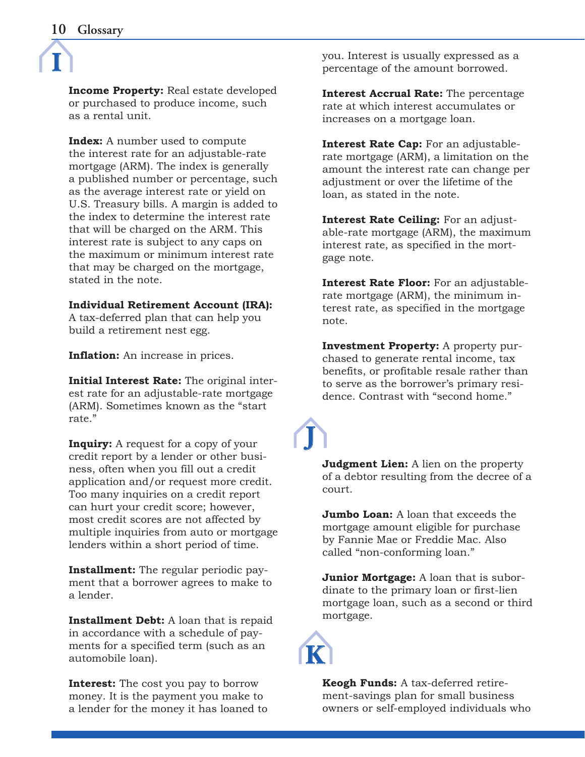## I

**Income Property:** Real estate developed or purchased to produce income, such as a rental unit.

**Index:** A number used to compute the interest rate for an adjustable-rate mortgage (ARM). The index is generally a published number or percentage, such as the average interest rate or yield on U.S. Treasury bills. A margin is added to the index to determine the interest rate that will be charged on the ARM. This interest rate is subject to any caps on the maximum or minimum interest rate that may be charged on the mortgage, stated in the note.

**Individual Retirement Account (IRA):** A tax-deferred plan that can help you build a retirement nest egg.

**Inflation:** An increase in prices.

**Initial Interest Rate:** The original interest rate for an adjustable-rate mortgage (ARM). Sometimes known as the "start rate."

**Inquiry:** A request for a copy of your credit report by a lender or other business, often when you fill out a credit application and/or request more credit. Too many inquiries on a credit report can hurt your credit score; however, most credit scores are not affected by multiple inquiries from auto or mortgage lenders within a short period of time.

**Installment:** The regular periodic payment that a borrower agrees to make to a lender.

**Installment Debt:** A loan that is repaid in accordance with a schedule of payments for a specified term (such as an automobile loan).

**Interest:** The cost you pay to borrow money. It is the payment you make to a lender for the money it has loaned to you. Interest is usually expressed as a percentage of the amount borrowed.

**Interest Accrual Rate:** The percentage rate at which interest accumulates or increases on a mortgage loan.

**Interest Rate Cap:** For an adjustable-rate mortgage (ARM), a limitation on the amount the interest rate can change per adjustment or over the lifetime of the loan, as stated in the note.

**Interest Rate Ceiling:** For an adjustable-rate mortgage (ARM), the maximum interest rate, as specified in the mortgage note.

**Interest Rate Floor:** For an adjustable-rate mortgage (ARM), the minimum interest rate, as specified in the mortgage note.

**Investment Property:** A property purchased to generate rental income, tax benefits, or profitable resale rather than to serve as the borrower's primary residence. Contrast with "second home."

## J

**Judgment Lien:** A lien on the property of a debtor resulting from the decree of a court.

**Jumbo Loan:** A loan that exceeds the mortgage amount eligible for purchase by Fannie Mae or Freddie Mac. Also called "non-conforming loan."

**Junior Mortgage:** A loan that is subordinate to the primary loan or first-lien mortgage loan, such as a second or third mortgage.

## K

**Keogh Funds:** A tax-deferred retirement-savings plan for small business owners or self-employed individuals who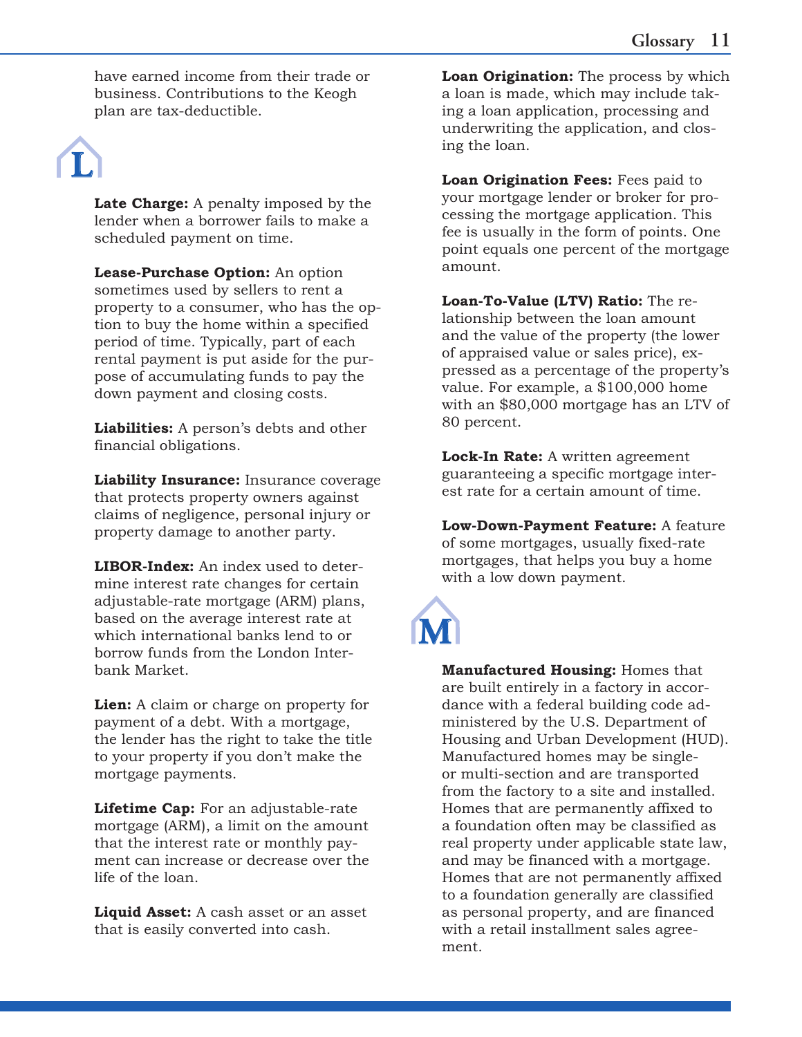have earned income from their trade or business. Contributions to the Keogh plan are tax-deductible.

## L

**Late Charge:** A penalty imposed by the lender when a borrower fails to make a scheduled payment on time.

**Lease-Purchase Option:** An option sometimes used by sellers to rent a property to a consumer, who has the option to buy the home within a specified period of time. Typically, part of each rental payment is put aside for the purpose of accumulating funds to pay the down payment and closing costs.

**Liabilities:** A person's debts and other financial obligations.

**Liability Insurance:** Insurance coverage that protects property owners against claims of negligence, personal injury or property damage to another party.

**LIBOR-Index:** An index used to determine interest rate changes for certain adjustable-rate mortgage (ARM) plans, based on the average interest rate at which international banks lend to or borrow funds from the London Interbank Market.

**Lien:** A claim or charge on property for payment of a debt. With a mortgage, the lender has the right to take the title to your property if you don't make the mortgage payments.

**Lifetime Cap:** For an adjustable-rate mortgage (ARM), a limit on the amount that the interest rate or monthly payment can increase or decrease over the life of the loan.

**Liquid Asset:** A cash asset or an asset that is easily converted into cash.

**Loan Origination:** The process by which a loan is made, which may include taking a loan application, processing and underwriting the application, and closing the loan.

**Loan Origination Fees:** Fees paid to your mortgage lender or broker for processing the mortgage application. This fee is usually in the form of points. One point equals one percent of the mortgage amount.

**Loan-To-Value (LTV) Ratio:** The relationship between the loan amount and the value of the property (the lower of appraised value or sales price), expressed as a percentage of the property's value. For example, a $100,000 home with an $80,000 mortgage has an LTV of 80 percent.

**Lock-In Rate:** A written agreement guaranteeing a specific mortgage interest rate for a certain amount of time.

**Low-Down-Payment Feature:** A feature of some mortgages, usually fixed-rate mortgages, that helps you buy a home with a low down payment.

## M

**Manufactured Housing:** Homes that are built entirely in a factory in accordance with a federal building code administered by the U.S. Department of Housing and Urban Development (HUD). Manufactured homes may be single- or multi-section and are transported from the factory to a site and installed. Homes that are permanently affixed to a foundation often may be classified as real property under applicable state law, and may be financed with a mortgage. Homes that are not permanently affixed to a foundation generally are classified as personal property, and are financed with a retail installment sales agreement.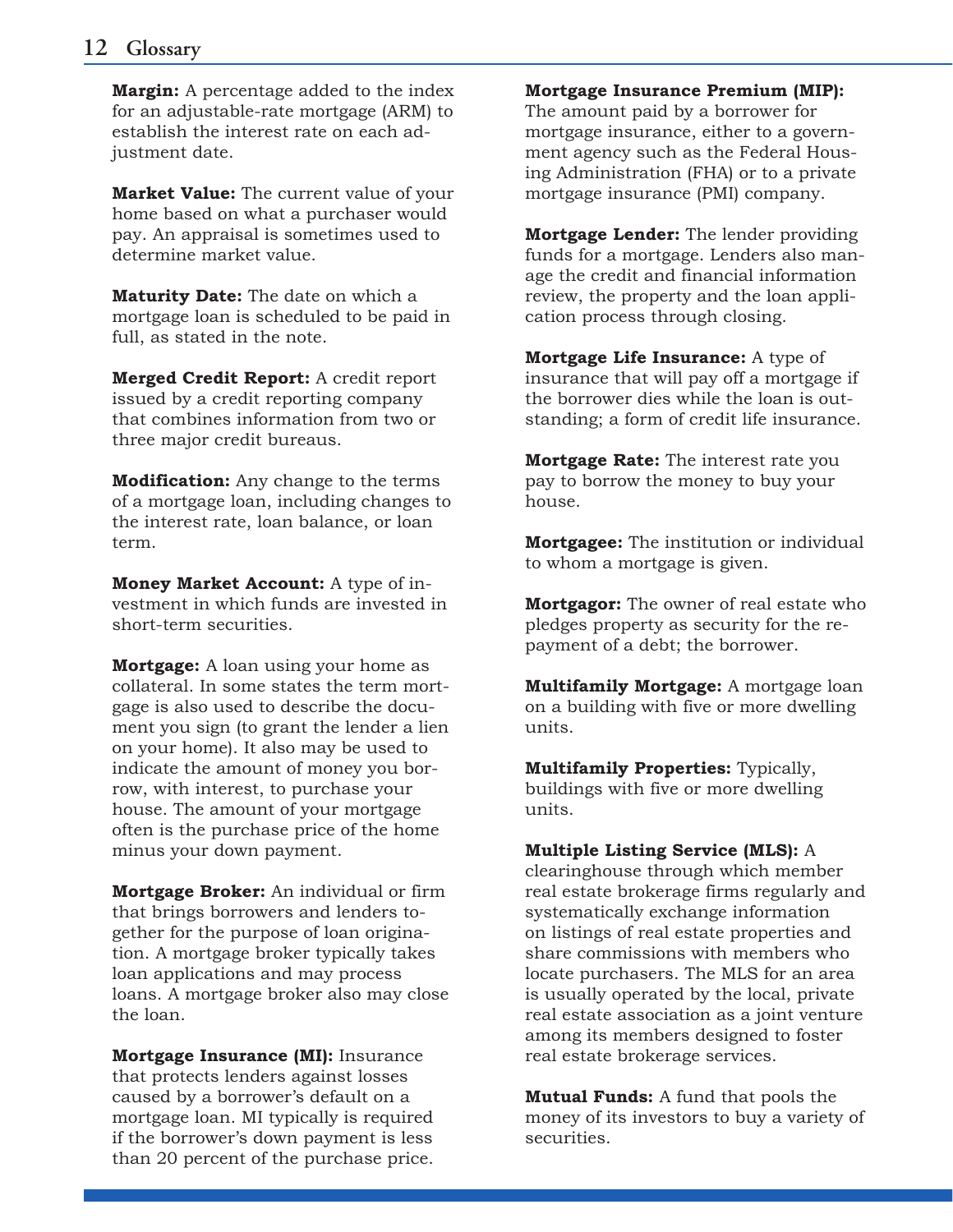**Margin:** A percentage added to the index for an adjustable-rate mortgage (ARM) to establish the interest rate on each adjustment date.

**Market Value:** The current value of your home based on what a purchaser would pay. An appraisal is sometimes used to determine market value.

**Maturity Date:** The date on which a mortgage loan is scheduled to be paid in full, as stated in the note.

**Merged Credit Report:** A credit report issued by a credit reporting company that combines information from two or three major credit bureaus.

**Modification:** Any change to the terms of a mortgage loan, including changes to the interest rate, loan balance, or loan term.

**Money Market Account:** A type of investment in which funds are invested in short-term securities.

**Mortgage:** A loan using your home as collateral. In some states the term mortgage is also used to describe the document you sign (to grant the lender a lien on your home). It also may be used to indicate the amount of money you borrow, with interest, to purchase your house. The amount of your mortgage often is the purchase price of the home minus your down payment.

**Mortgage Broker:** An individual or firm that brings borrowers and lenders together for the purpose of loan origination. A mortgage broker typically takes loan applications and may process loans. A mortgage broker also may close the loan.

**Mortgage Insurance (MI):** Insurance that protects lenders against losses caused by a borrower's default on a mortgage loan. MI typically is required if the borrower's down payment is less than 20 percent of the purchase price.

**Mortgage Insurance Premium (MIP):** The amount paid by a borrower for mortgage insurance, either to a government agency such as the Federal Housing Administration (FHA) or to a private mortgage insurance (PMI) company.

**Mortgage Lender:** The lender providing funds for a mortgage. Lenders also manage the credit and financial information review, the property and the loan application process through closing.

**Mortgage Life Insurance:** A type of insurance that will pay off a mortgage if the borrower dies while the loan is outstanding; a form of credit life insurance.

**Mortgage Rate:** The interest rate you pay to borrow the money to buy your house.

**Mortgagee:** The institution or individual to whom a mortgage is given.

**Mortgagor:** The owner of real estate who pledges property as security for the repayment of a debt; the borrower.

**Multifamily Mortgage:** A mortgage loan on a building with five or more dwelling units.

**Multifamily Properties:** Typically, buildings with five or more dwelling units.

**Multiple Listing Service (MLS):** A clearinghouse through which member real estate brokerage firms regularly and systematically exchange information on listings of real estate properties and share commissions with members who locate purchasers. The MLS for an area is usually operated by the local, private real estate association as a joint venture among its members designed to foster real estate brokerage services.

**Mutual Funds:** A fund that pools the money of its investors to buy a variety of securities.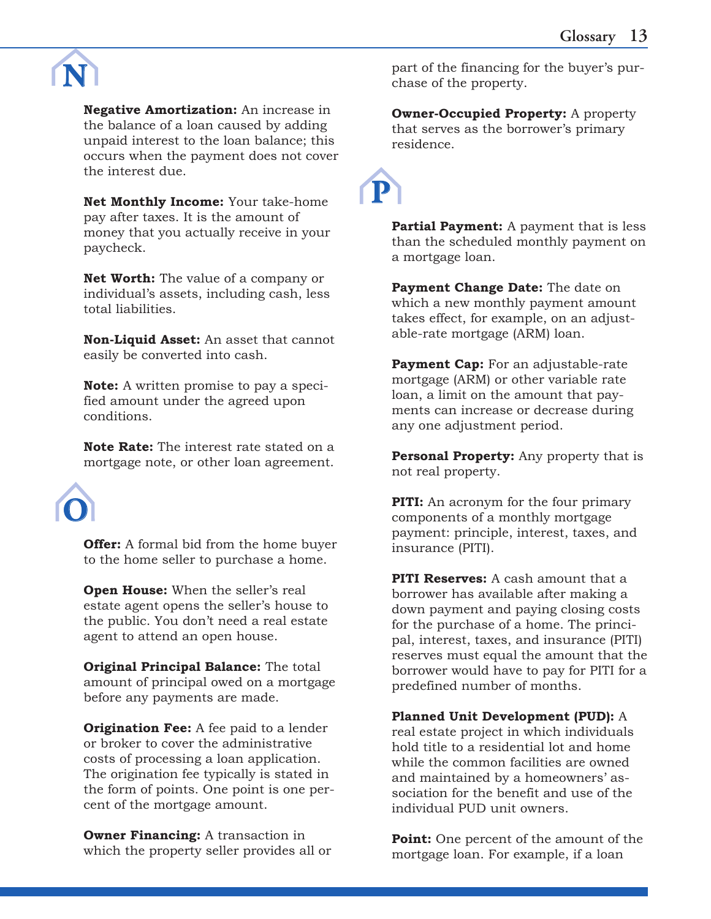## N

**Negative Amortization:** An increase in the balance of a loan caused by adding unpaid interest to the loan balance; this occurs when the payment does not cover the interest due.

**Net Monthly Income:** Your take-home pay after taxes. It is the amount of money that you actually receive in your paycheck.

**Net Worth:** The value of a company or individual's assets, including cash, less total liabilities.

**Non-Liquid Asset:** An asset that cannot easily be converted into cash.

**Note:** A written promise to pay a specified amount under the agreed upon conditions.

**Note Rate:** The interest rate stated on a mortgage note, or other loan agreement.

## O

**Offer:** A formal bid from the home buyer to the home seller to purchase a home.

**Open House:** When the seller's real estate agent opens the seller's house to the public. You don't need a real estate agent to attend an open house.

**Original Principal Balance:** The total amount of principal owed on a mortgage before any payments are made.

**Origination Fee:** A fee paid to a lender or broker to cover the administrative costs of processing a loan application. The origination fee typically is stated in the form of points. One point is one percent of the mortgage amount.

**Owner Financing:** A transaction in which the property seller provides all or part of the financing for the buyer's purchase of the property.

**Owner-Occupied Property:** A property that serves as the borrower's primary residence.

## P

**Partial Payment:** A payment that is less than the scheduled monthly payment on a mortgage loan.

**Payment Change Date:** The date on which a new monthly payment amount takes effect, for example, on an adjustable-rate mortgage (ARM) loan.

**Payment Cap:** For an adjustable-rate mortgage (ARM) or other variable rate loan, a limit on the amount that payments can increase or decrease during any one adjustment period.

**Personal Property:** Any property that is not real property.

**PITI:** An acronym for the four primary components of a monthly mortgage payment: principle, interest, taxes, and insurance (PITI).

**PITI Reserves:** A cash amount that a borrower has available after making a down payment and paying closing costs for the purchase of a home. The principal, interest, taxes, and insurance (PITI) reserves must equal the amount that the borrower would have to pay for PITI for a predefined number of months.

**Planned Unit Development (PUD):** A real estate project in which individuals hold title to a residential lot and home while the common facilities are owned and maintained by a homeowners' association for the benefit and use of the individual PUD unit owners.

**Point:** One percent of the amount of the mortgage loan. For example, if a loan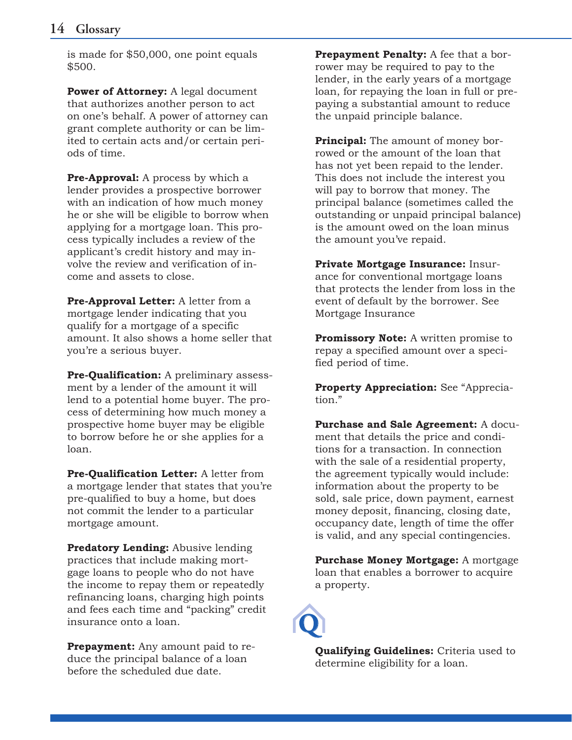is made for $50,000, one point equals $500.

**Power of Attorney:** A legal document that authorizes another person to act on one's behalf. A power of attorney can grant complete authority or can be limited to certain acts and/or certain periods of time.

**Pre-Approval:** A process by which a lender provides a prospective borrower with an indication of how much money he or she will be eligible to borrow when applying for a mortgage loan. This process typically includes a review of the applicant's credit history and may involve the review and verification of income and assets to close.

**Pre-Approval Letter:** A letter from a mortgage lender indicating that you qualify for a mortgage of a specific amount. It also shows a home seller that you're a serious buyer.

**Pre-Qualification:** A preliminary assessment by a lender of the amount it will lend to a potential home buyer. The process of determining how much money a prospective home buyer may be eligible to borrow before he or she applies for a loan.

**Pre-Qualification Letter:** A letter from a mortgage lender that states that you're pre-qualified to buy a home, but does not commit the lender to a particular mortgage amount.

**Predatory Lending:** Abusive lending practices that include making mortgage loans to people who do not have the income to repay them or repeatedly refinancing loans, charging high points and fees each time and "packing" credit insurance onto a loan.

**Prepayment:** Any amount paid to reduce the principal balance of a loan before the scheduled due date.

**Prepayment Penalty:** A fee that a borrower may be required to pay to the lender, in the early years of a mortgage loan, for repaying the loan in full or prepaying a substantial amount to reduce the unpaid principle balance.

**Principal:** The amount of money borrowed or the amount of the loan that has not yet been repaid to the lender. This does not include the interest you will pay to borrow that money. The principal balance (sometimes called the outstanding or unpaid principal balance) is the amount owed on the loan minus the amount you've repaid.

**Private Mortgage Insurance:** Insurance for conventional mortgage loans that protects the lender from loss in the event of default by the borrower. See Mortgage Insurance

**Promissory Note:** A written promise to repay a specified amount over a specified period of time.

**Property Appreciation:** See "Appreciation."

**Purchase and Sale Agreement:** A document that details the price and conditions for a transaction. In connection with the sale of a residential property, the agreement typically would include: information about the property to be sold, sale price, down payment, earnest money deposit, financing, closing date, occupancy date, length of time the offer is valid, and any special contingencies.

**Purchase Money Mortgage:** A mortgage loan that enables a borrower to acquire a property.

## Q

**Qualifying Guidelines:** Criteria used to determine eligibility for a loan.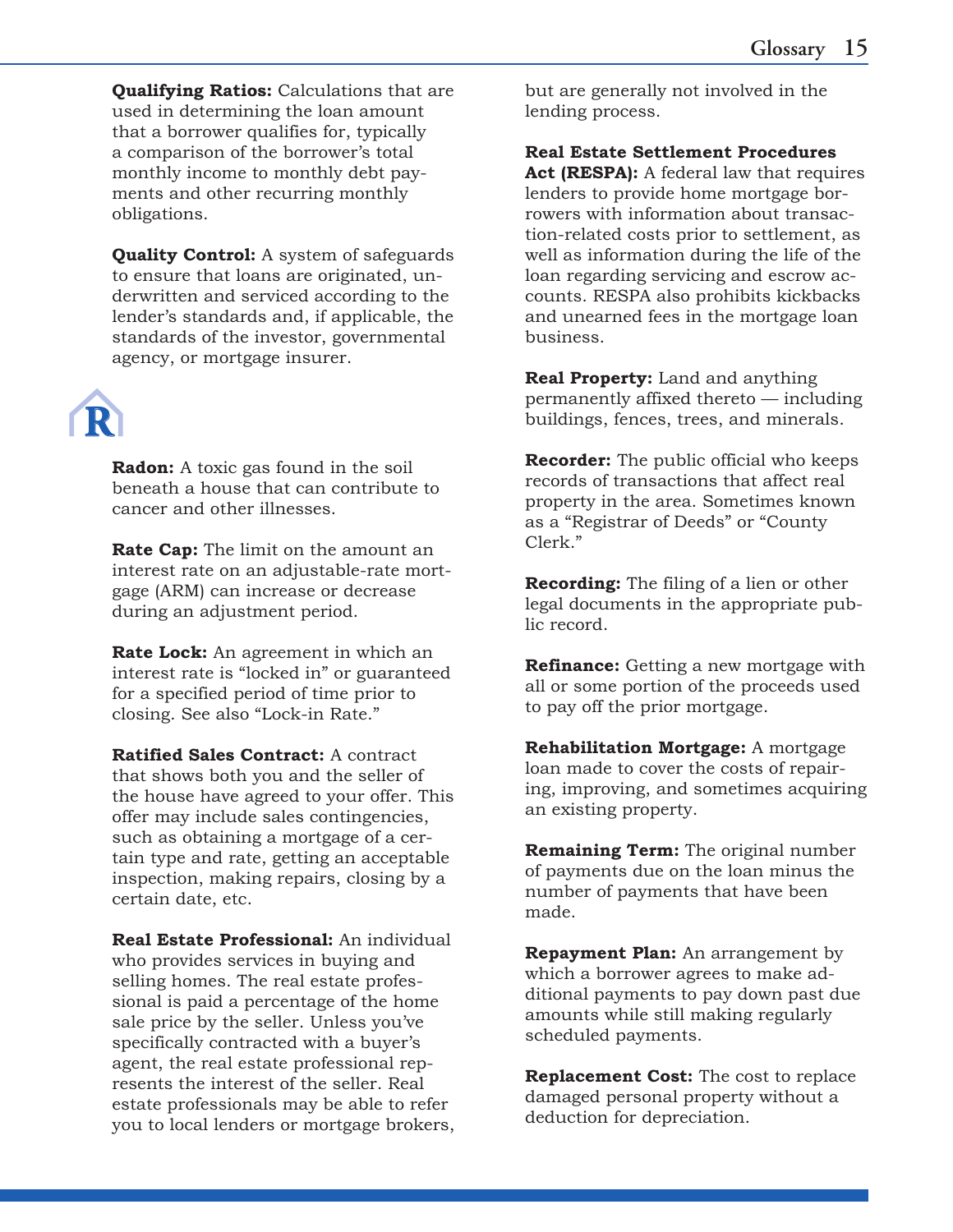**Qualifying Ratios:** Calculations that are used in determining the loan amount that a borrower qualifies for, typically a comparison of the borrower's total monthly income to monthly debt payments and other recurring monthly obligations.

**Quality Control:** A system of safeguards to ensure that loans are originated, underwritten and serviced according to the lender's standards and, if applicable, the standards of the investor, governmental agency, or mortgage insurer.

## R

**Radon:** A toxic gas found in the soil beneath a house that can contribute to cancer and other illnesses.

**Rate Cap:** The limit on the amount an interest rate on an adjustable-rate mortgage (ARM) can increase or decrease during an adjustment period.

**Rate Lock:** An agreement in which an interest rate is "locked in" or guaranteed for a specified period of time prior to closing. See also "Lock-in Rate."

**Ratified Sales Contract:** A contract that shows both you and the seller of the house have agreed to your offer. This offer may include sales contingencies, such as obtaining a mortgage of a certain type and rate, getting an acceptable inspection, making repairs, closing by a certain date, etc.

**Real Estate Professional:** An individual who provides services in buying and selling homes. The real estate professional is paid a percentage of the home sale price by the seller. Unless you've specifically contracted with a buyer's agent, the real estate professional represents the interest of the seller. Real estate professionals may be able to refer you to local lenders or mortgage brokers, but are generally not involved in the lending process.

**Real Estate Settlement Procedures Act (RESPA):** A federal law that requires lenders to provide home mortgage borrowers with information about transaction-related costs prior to settlement, as well as information during the life of the loan regarding servicing and escrow accounts. RESPA also prohibits kickbacks and unearned fees in the mortgage loan business.

**Real Property:** Land and anything permanently affixed thereto — including buildings, fences, trees, and minerals.

**Recorder:** The public official who keeps records of transactions that affect real property in the area. Sometimes known as a "Registrar of Deeds" or "County Clerk."

**Recording:** The filing of a lien or other legal documents in the appropriate public record.

**Refinance:** Getting a new mortgage with all or some portion of the proceeds used to pay off the prior mortgage.

**Rehabilitation Mortgage:** A mortgage loan made to cover the costs of repairing, improving, and sometimes acquiring an existing property.

**Remaining Term:** The original number of payments due on the loan minus the number of payments that have been made.

**Repayment Plan:** An arrangement by which a borrower agrees to make additional payments to pay down past due amounts while still making regularly scheduled payments.

**Replacement Cost:** The cost to replace damaged personal property without a deduction for depreciation.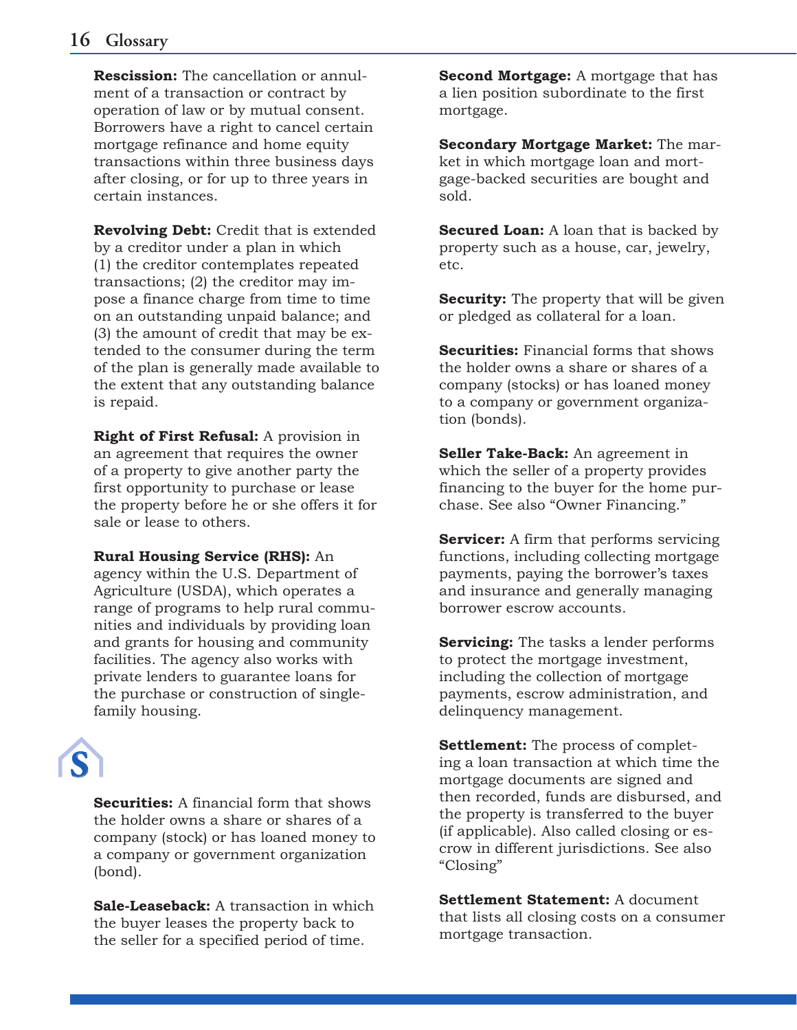**Rescission:** The cancellation or annulment of a transaction or contract by operation of law or by mutual consent. Borrowers have a right to cancel certain mortgage refinance and home equity transactions within three business days after closing, or for up to three years in certain instances.

**Revolving Debt:** Credit that is extended by a creditor under a plan in which (1) the creditor contemplates repeated transactions; (2) the creditor may impose a finance charge from time to time on an outstanding unpaid balance; and (3) the amount of credit that may be extended to the consumer during the term of the plan is generally made available to the extent that any outstanding balance is repaid.

**Right of First Refusal:** A provision in an agreement that requires the owner of a property to give another party the first opportunity to purchase or lease the property before he or she offers it for sale or lease to others.

**Rural Housing Service (RHS):** An agency within the U.S. Department of Agriculture (USDA), which operates a range of programs to help rural communities and individuals by providing loan and grants for housing and community facilities. The agency also works with private lenders to guarantee loans for the purchase or construction of single-family housing.

## S

**Securities:** A financial form that shows the holder owns a share or shares of a company (stock) or has loaned money to a company or government organization (bond).

**Sale-Leaseback:** A transaction in which the buyer leases the property back to the seller for a specified period of time.

**Second Mortgage:** A mortgage that has a lien position subordinate to the first mortgage.

**Secondary Mortgage Market:** The market in which mortgage loan and mortgage-backed securities are bought and sold.

**Secured Loan:** A loan that is backed by property such as a house, car, jewelry, etc.

**Security:** The property that will be given or pledged as collateral for a loan.

**Securities:** Financial forms that shows the holder owns a share or shares of a company (stocks) or has loaned money to a company or government organization (bonds).

**Seller Take-Back:** An agreement in which the seller of a property provides financing to the buyer for the home purchase. See also "Owner Financing."

**Servicer:** A firm that performs servicing functions, including collecting mortgage payments, paying the borrower's taxes and insurance and generally managing borrower escrow accounts.

**Servicing:** The tasks a lender performs to protect the mortgage investment, including the collection of mortgage payments, escrow administration, and delinquency management.

**Settlement:** The process of completing a loan transaction at which time the mortgage documents are signed and then recorded, funds are disbursed, and the property is transferred to the buyer (if applicable). Also called closing or escrow in different jurisdictions. See also "Closing"

**Settlement Statement:** A document that lists all closing costs on a consumer mortgage transaction.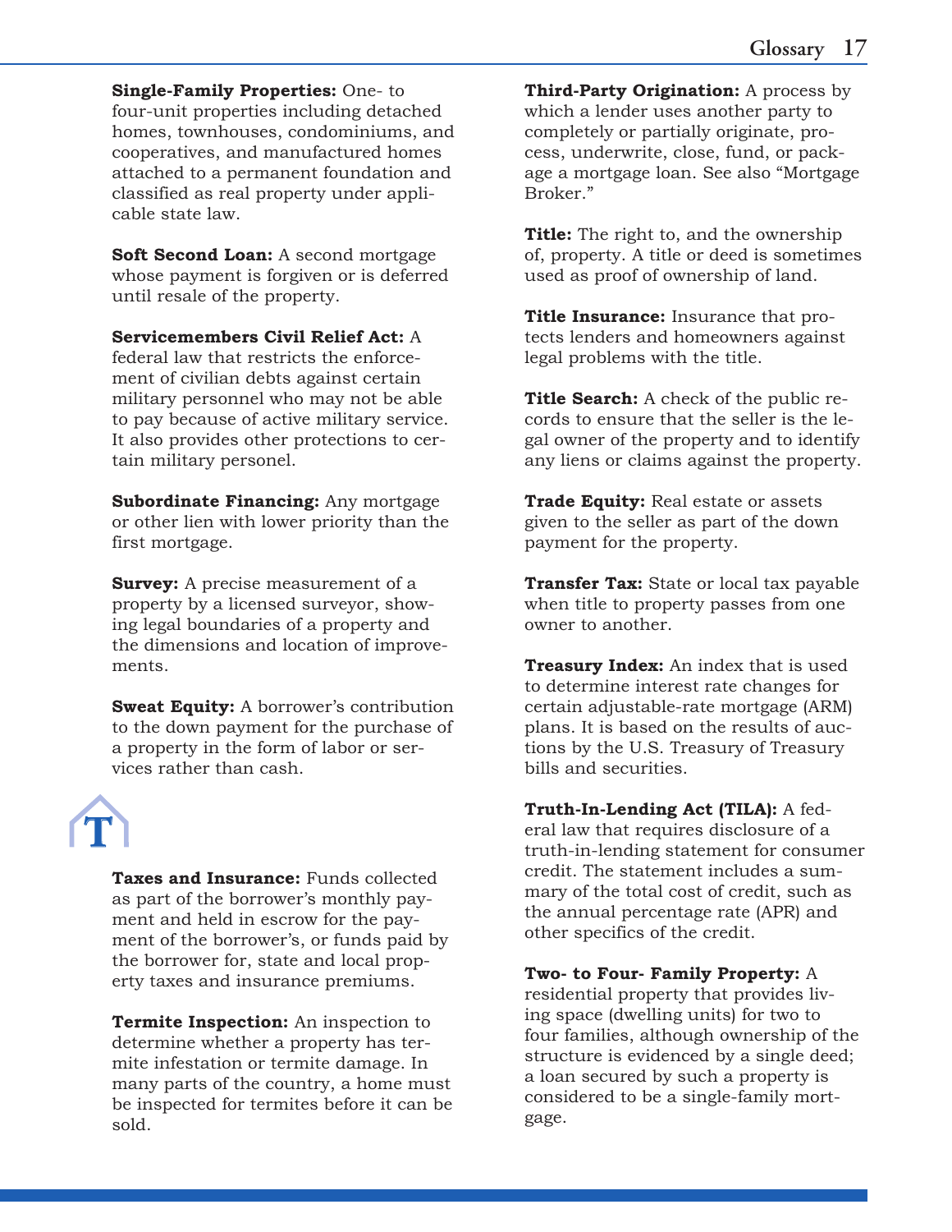**Single-Family Properties:** One- to four-unit properties including detached homes, townhouses, condominiums, and cooperatives, and manufactured homes attached to a permanent foundation and classified as real property under applicable state law.

**Soft Second Loan:** A second mortgage whose payment is forgiven or is deferred until resale of the property.

**Servicemembers Civil Relief Act:** A federal law that restricts the enforcement of civilian debts against certain military personnel who may not be able to pay because of active military service. It also provides other protections to certain military personel.

**Subordinate Financing:** Any mortgage or other lien with lower priority than the first mortgage.

**Survey:** A precise measurement of a property by a licensed surveyor, showing legal boundaries of a property and the dimensions and location of improvements.

**Sweat Equity:** A borrower's contribution to the down payment for the purchase of a property in the form of labor or services rather than cash.

## T

**Taxes and Insurance:** Funds collected as part of the borrower's monthly payment and held in escrow for the payment of the borrower's, or funds paid by the borrower for, state and local property taxes and insurance premiums.

**Termite Inspection:** An inspection to determine whether a property has termite infestation or termite damage. In many parts of the country, a home must be inspected for termites before it can be sold.

**Third-Party Origination:** A process by which a lender uses another party to completely or partially originate, process, underwrite, close, fund, or package a mortgage loan. See also "Mortgage Broker."

**Title:** The right to, and the ownership of, property. A title or deed is sometimes used as proof of ownership of land.

**Title Insurance:** Insurance that protects lenders and homeowners against legal problems with the title.

**Title Search:** A check of the public records to ensure that the seller is the legal owner of the property and to identify any liens or claims against the property.

**Trade Equity:** Real estate or assets given to the seller as part of the down payment for the property.

**Transfer Tax:** State or local tax payable when title to property passes from one owner to another.

**Treasury Index:** An index that is used to determine interest rate changes for certain adjustable-rate mortgage (ARM) plans. It is based on the results of auctions by the U.S. Treasury of Treasury bills and securities.

**Truth-In-Lending Act (TILA):** A federal law that requires disclosure of a truth-in-lending statement for consumer credit. The statement includes a summary of the total cost of credit, such as the annual percentage rate (APR) and other specifics of the credit.

**Two- to Four- Family Property:** A residential property that provides living space (dwelling units) for two to four families, although ownership of the structure is evidenced by a single deed; a loan secured by such a property is considered to be a single-family mortgage.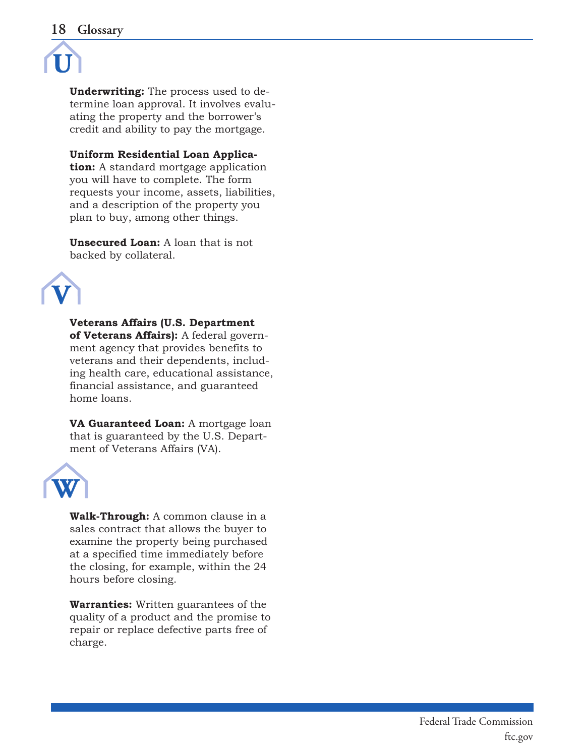## U

**Underwriting:** The process used to determine loan approval. It involves evaluating the property and the borrower's credit and ability to pay the mortgage.

**Uniform Residential Loan Application:** A standard mortgage application you will have to complete. The form requests your income, assets, liabilities, and a description of the property you plan to buy, among other things.

**Unsecured Loan:** A loan that is not backed by collateral.

## V

**Veterans Affairs (U.S. Department of Veterans Affairs):** A federal government agency that provides benefits to veterans and their dependents, including health care, educational assistance, financial assistance, and guaranteed home loans.

**VA Guaranteed Loan:** A mortgage loan that is guaranteed by the U.S. Department of Veterans Affairs (VA).

## W

**Walk-Through:** A common clause in a sales contract that allows the buyer to examine the property being purchased at a specified time immediately before the closing, for example, within the 24 hours before closing.

**Warranties:** Written guarantees of the quality of a product and the promise to repair or replace defective parts free of charge.